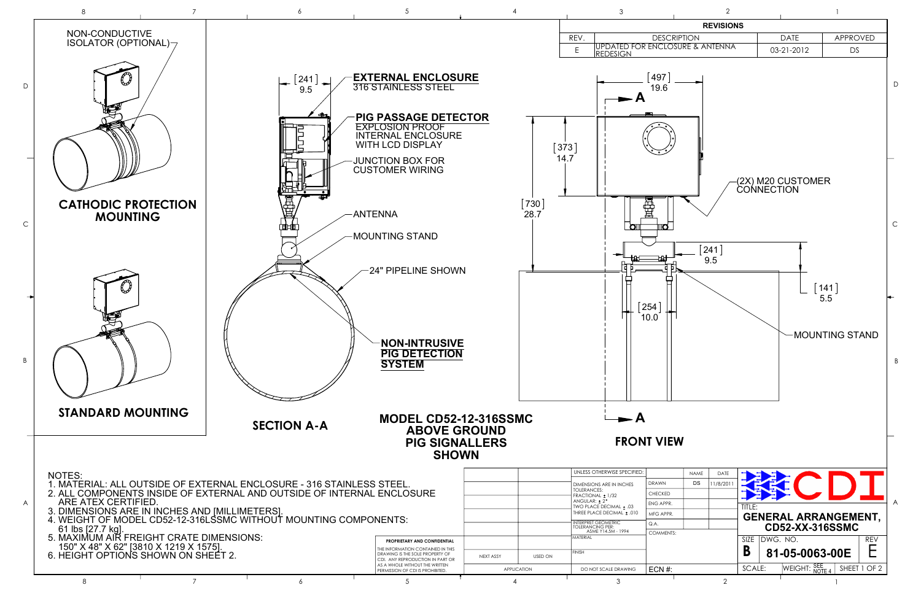## REVISIONS

| REV. | DESCRIPTION | DATE | APPROVED |
|---|---|---|---|
| E | UPDATED FOR ENCLOSURE & ANTENNA REDESIGN | 03-21-2012 | DS |

NON-CONDUCTIVE ISOLATOR (OPTIONAL)

**CATHODIC PROTECTION MOUNTING**

**STANDARD MOUNTING**

[241] 9.5

**EXTERNAL ENCLOSURE**
316 STAINLESS STEEL

**PIG PASSAGE DETECTOR**
EXPLOSION PROOF INTERNAL ENCLOSURE WITH LCD DISPLAY

JUNCTION BOX FOR CUSTOMER WIRING

ANTENNA

MOUNTING STAND

24" PIPELINE SHOWN

**NON-INTRUSIVE PIG DETECTION SYSTEM**

**SECTION A-A**

**MODEL CD52-12-316SSMC ABOVE GROUND PIG SIGNALLERS SHOWN**

[497] 19.6

A

[373] 14.7

[730] 28.7

(2X) M20 CUSTOMER CONNECTION

[241] 9.5

[141] 5.5

[254] 10.0

MOUNTING STAND

A

**FRONT VIEW**

NOTES:
1. MATERIAL: ALL OUTSIDE OF EXTERNAL ENCLOSURE - 316 STAINLESS STEEL.
2. ALL COMPONENTS INSIDE OF EXTERNAL AND OUTSIDE OF INTERNAL ENCLOSURE ARE ATEX CERTIFIED.
3. DIMENSIONS ARE IN INCHES AND [MILLIMETERS].
4. WEIGHT OF MODEL CD52-12-316LSSMC WITHOUT MOUNTING COMPONENTS: 61 lbs [27.7 kg].
5. MAXIMUM AIR FREIGHT CRATE DIMENSIONS: 150" X 48" X 62" [3810 X 1219 X 1575].
6. HEIGHT OPTIONS SHOWN ON SHEET 2.

**PROPRIETARY AND CONFIDENTIAL**
THE INFORMATION CONTAINED IN THIS DRAWING IS THE SOLE PROPERTY OF CDI. ANY REPRODUCTION IN PART OR AS A WHOLE WITHOUT THE WRITTEN PERMISSION OF CDI IS PROHIBITED.

| NEXT ASSY | USED ON |
|---|---|
| APPLICATION | |

UNLESS OTHERWISE SPECIFIED:
DIMENSIONS ARE IN INCHES
TOLERANCES:
FRACTIONAL ± 1/32
ANGULAR: ± 2°
TWO PLACE DECIMAL ± .03
THREE PLACE DECIMAL ± .010
INTERPRET GEOMETRIC TOLERANCING PER: ASME Y14.5M - 1994
MATERIAL
FINISH
DO NOT SCALE DRAWING

| | NAME | DATE |
|---|---|---|
| DRAWN | DS | 11/8/2011 |
| CHECKED | | |
| ENG APPR. | | |
| MFG APPR. | | |
| Q.A. | | |
| COMMENTS: | | |

ECN #:

CDI

TITLE: **GENERAL ARRANGEMENT, CD52-XX-316SSMC**

| SIZE | DWG. NO. | REV |
|---|---|---|
| B | 81-05-0063-00E | E |

SCALE: | WEIGHT: SEE NOTE 4 | SHEET 1 OF 2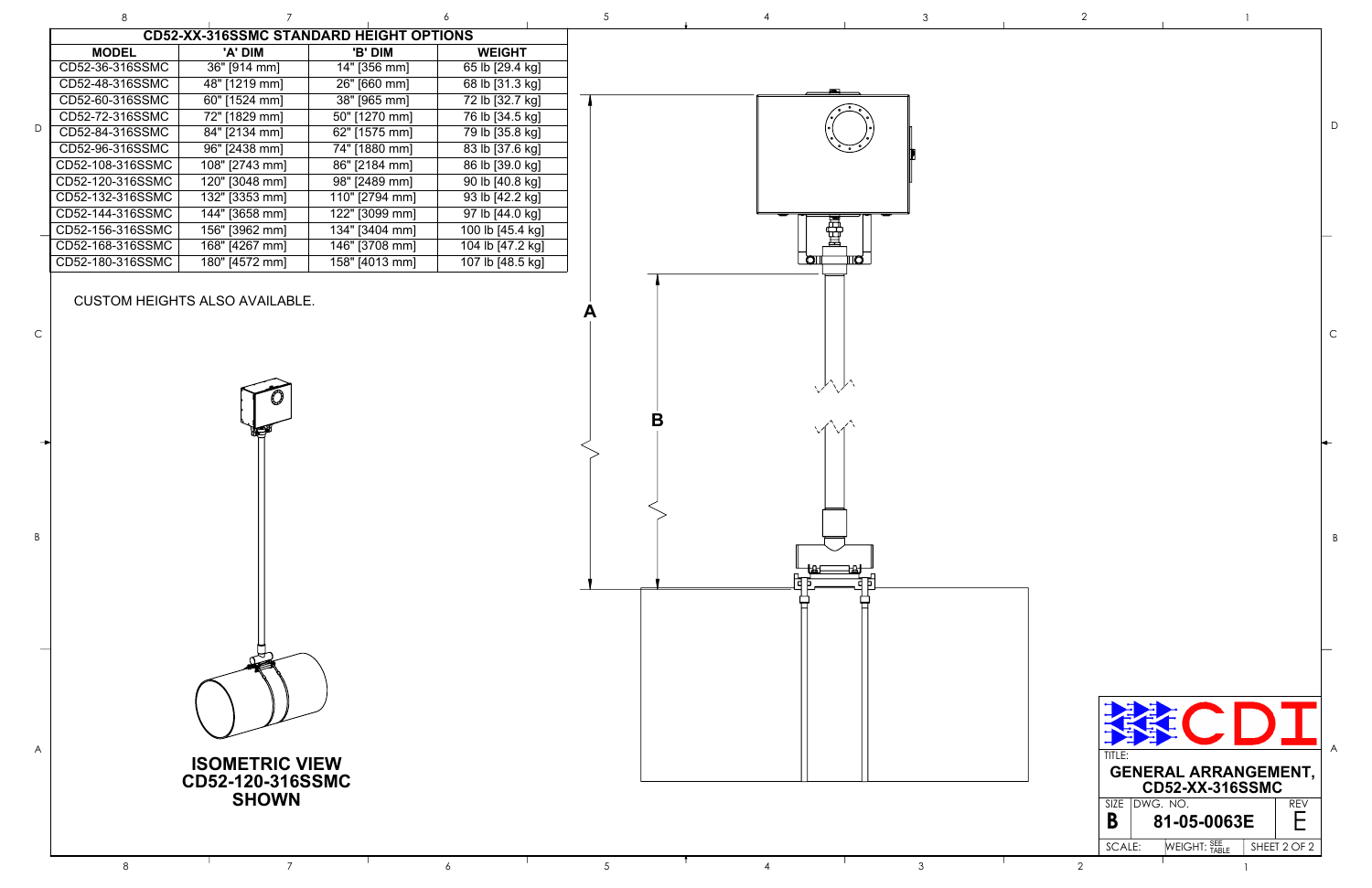## CD52-XX-316SSMC STANDARD HEIGHT OPTIONS

| MODEL | 'A' DIM | 'B' DIM | WEIGHT |
| --- | --- | --- | --- |
| CD52-36-316SSMC | 36" [914 mm] | 14" [356 mm] | 65 lb [29.4 kg] |
| CD52-48-316SSMC | 48" [1219 mm] | 26" [660 mm] | 68 lb [31.3 kg] |
| CD52-60-316SSMC | 60" [1524 mm] | 38" [965 mm] | 72 lb [32.7 kg] |
| CD52-72-316SSMC | 72" [1829 mm] | 50" [1270 mm] | 76 lb [34.5 kg] |
| CD52-84-316SSMC | 84" [2134 mm] | 62" [1575 mm] | 79 lb [35.8 kg] |
| CD52-96-316SSMC | 96" [2438 mm] | 74" [1880 mm] | 83 lb [37.6 kg] |
| CD52-108-316SSMC | 108" [2743 mm] | 86" [2184 mm] | 86 lb [39.0 kg] |
| CD52-120-316SSMC | 120" [3048 mm] | 98" [2489 mm] | 90 lb [40.8 kg] |
| CD52-132-316SSMC | 132" [3353 mm] | 110" [2794 mm] | 93 lb [42.2 kg] |
| CD52-144-316SSMC | 144" [3658 mm] | 122" [3099 mm] | 97 lb [44.0 kg] |
| CD52-156-316SSMC | 156" [3962 mm] | 134" [3404 mm] | 100 lb [45.4 kg] |
| CD52-168-316SSMC | 168" [4267 mm] | 146" [3708 mm] | 104 lb [47.2 kg] |
| CD52-180-316SSMC | 180" [4572 mm] | 158" [4013 mm] | 107 lb [48.5 kg] |

CUSTOM HEIGHTS ALSO AVAILABLE.

A

B

**ISOMETRIC VIEW**
**CD52-120-316SSMC**
**SHOWN**

CDI

TITLE:
**GENERAL ARRANGEMENT, CD52-XX-316SSMC**

| SIZE | DWG. NO. | REV |
| --- | --- | --- |
| B | 81-05-0063E | E |

SCALE: WEIGHT: SEE TABLE SHEET 2 OF 2